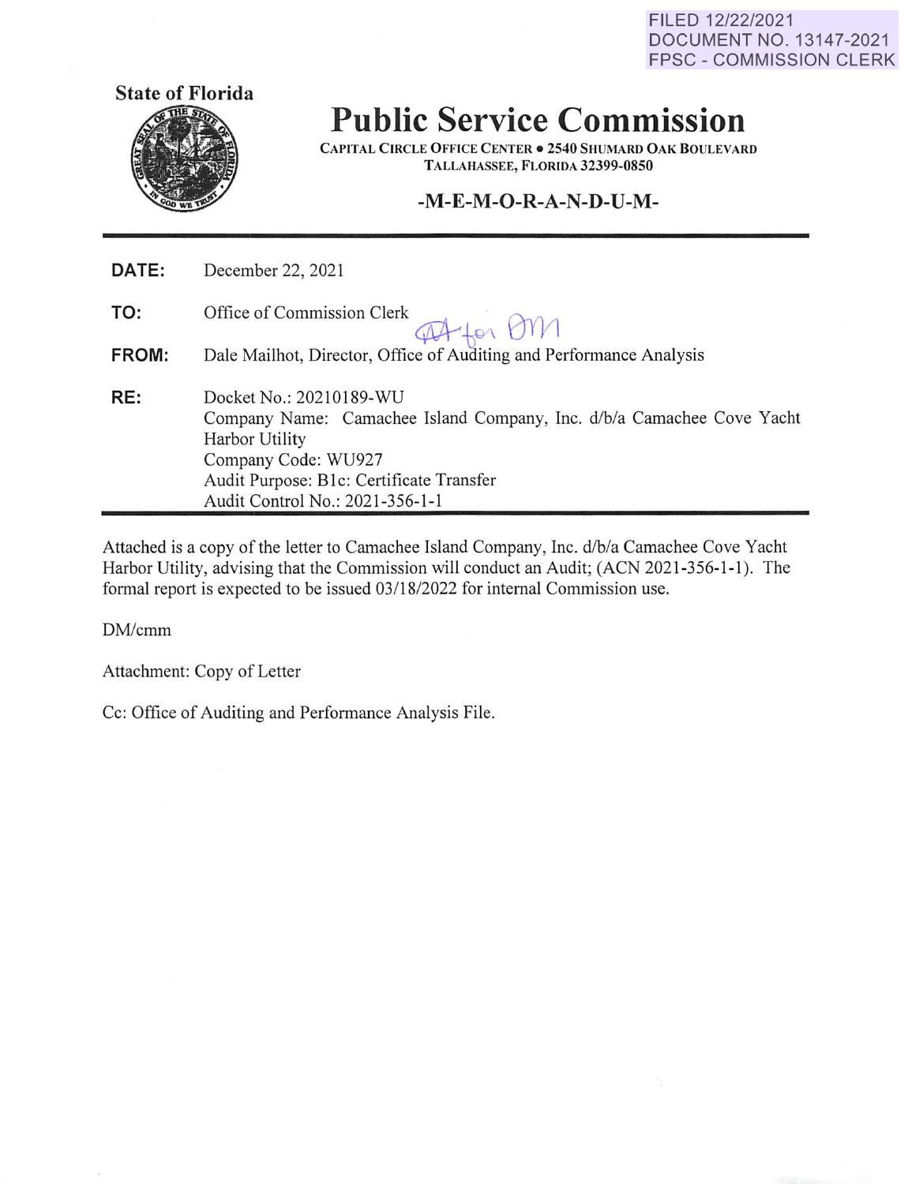FILED 12/22/2021
DOCUMENT NO. 13147-2021
FPSC - COMMISSION CLERK

**State of Florida**

# Public Service Commission

CAPITAL CIRCLE OFFICE CENTER • 2540 SHUMARD OAK BOULEVARD
TALLAHASSEE, FLORIDA 32399-0850

## -M-E-M-O-R-A-N-D-U-M-

---

**DATE:** December 22, 2021

**TO:** Office of Commission Clerk

**FROM:** Dale Mailhot, Director, Office of Auditing and Performance Analysis

**RE:** Docket No.: 20210189-WU
Company Name: Camachee Island Company, Inc. d/b/a Camachee Cove Yacht Harbor Utility
Company Code: WU927
Audit Purpose: B1c: Certificate Transfer
Audit Control No.: 2021-356-1-1

---

Attached is a copy of the letter to Camachee Island Company, Inc. d/b/a Camachee Cove Yacht Harbor Utility, advising that the Commission will conduct an Audit; (ACN 2021-356-1-1). The formal report is expected to be issued 03/18/2022 for internal Commission use.

DM/cmm

Attachment: Copy of Letter

Cc: Office of Auditing and Performance Analysis File.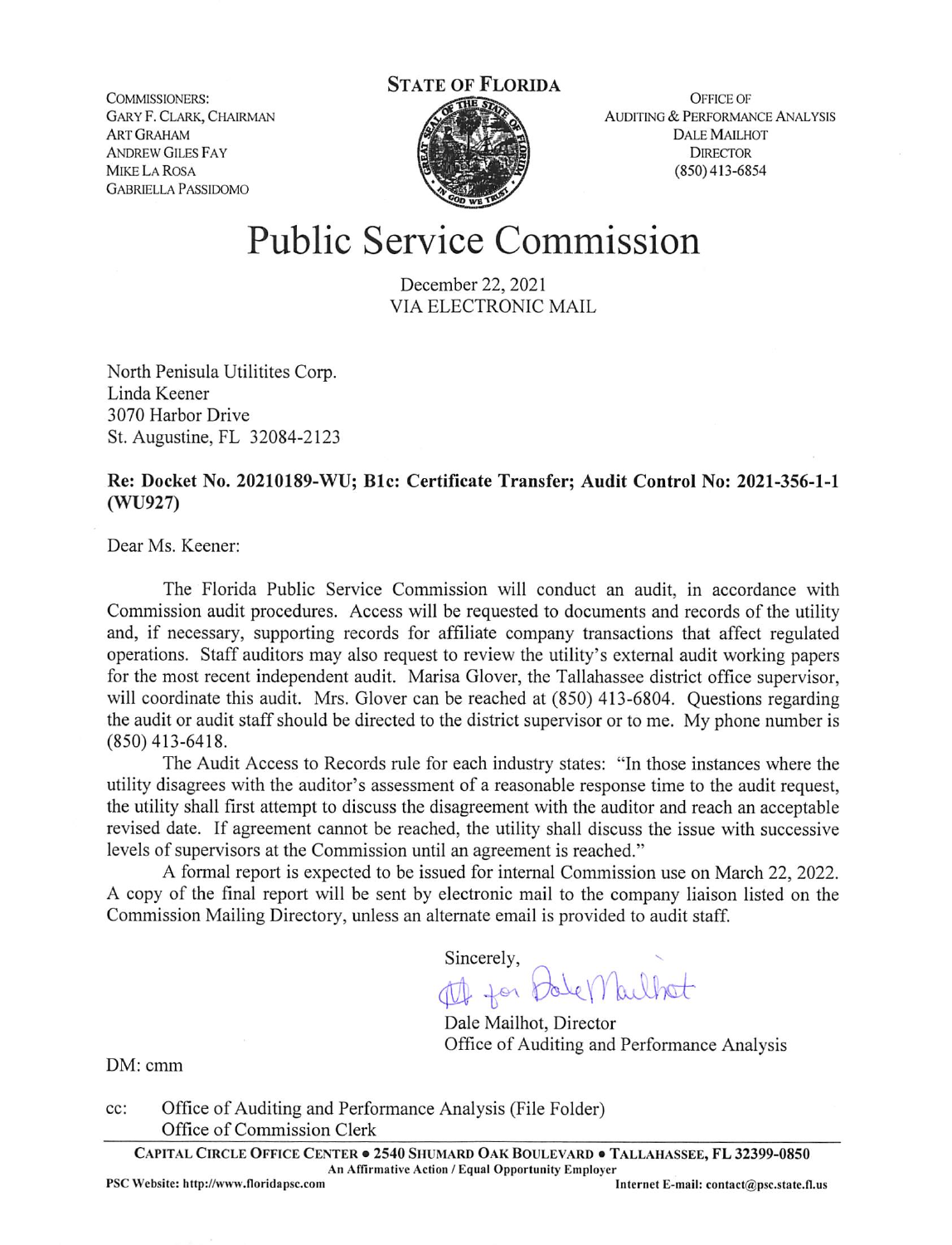COMMISSIONERS:
GARY F. CLARK, CHAIRMAN
ART GRAHAM
ANDREW GILES FAY
MIKE LA ROSA
GABRIELLA PASSIDOMO

**STATE OF FLORIDA**

OFFICE OF
AUDITING & PERFORMANCE ANALYSIS
DALE MAILHOT
DIRECTOR
(850) 413-6854

# Public Service Commission

December 22, 2021
VIA ELECTRONIC MAIL

North Penisula Utilitites Corp.
Linda Keener
3070 Harbor Drive
St. Augustine, FL 32084-2123

**Re: Docket No. 20210189-WU; B1c: Certificate Transfer; Audit Control No: 2021-356-1-1 (WU927)**

Dear Ms. Keener:

The Florida Public Service Commission will conduct an audit, in accordance with Commission audit procedures. Access will be requested to documents and records of the utility and, if necessary, supporting records for affiliate company transactions that affect regulated operations. Staff auditors may also request to review the utility's external audit working papers for the most recent independent audit. Marisa Glover, the Tallahassee district office supervisor, will coordinate this audit. Mrs. Glover can be reached at (850) 413-6804. Questions regarding the audit or audit staff should be directed to the district supervisor or to me. My phone number is (850) 413-6418.

The Audit Access to Records rule for each industry states: "In those instances where the utility disagrees with the auditor's assessment of a reasonable response time to the audit request, the utility shall first attempt to discuss the disagreement with the auditor and reach an acceptable revised date. If agreement cannot be reached, the utility shall discuss the issue with successive levels of supervisors at the Commission until an agreement is reached."

A formal report is expected to be issued for internal Commission use on March 22, 2022. A copy of the final report will be sent by electronic mail to the company liaison listed on the Commission Mailing Directory, unless an alternate email is provided to audit staff.

Sincerely,

for Dale Mailhot

Dale Mailhot, Director
Office of Auditing and Performance Analysis

DM: cmm

cc: Office of Auditing and Performance Analysis (File Folder)
Office of Commission Clerk

CAPITAL CIRCLE OFFICE CENTER • 2540 SHUMARD OAK BOULEVARD • TALLAHASSEE, FL 32399-0850
An Affirmative Action / Equal Opportunity Employer
PSC Website: http://www.floridapsc.com Internet E-mail: contact@psc.state.fl.us